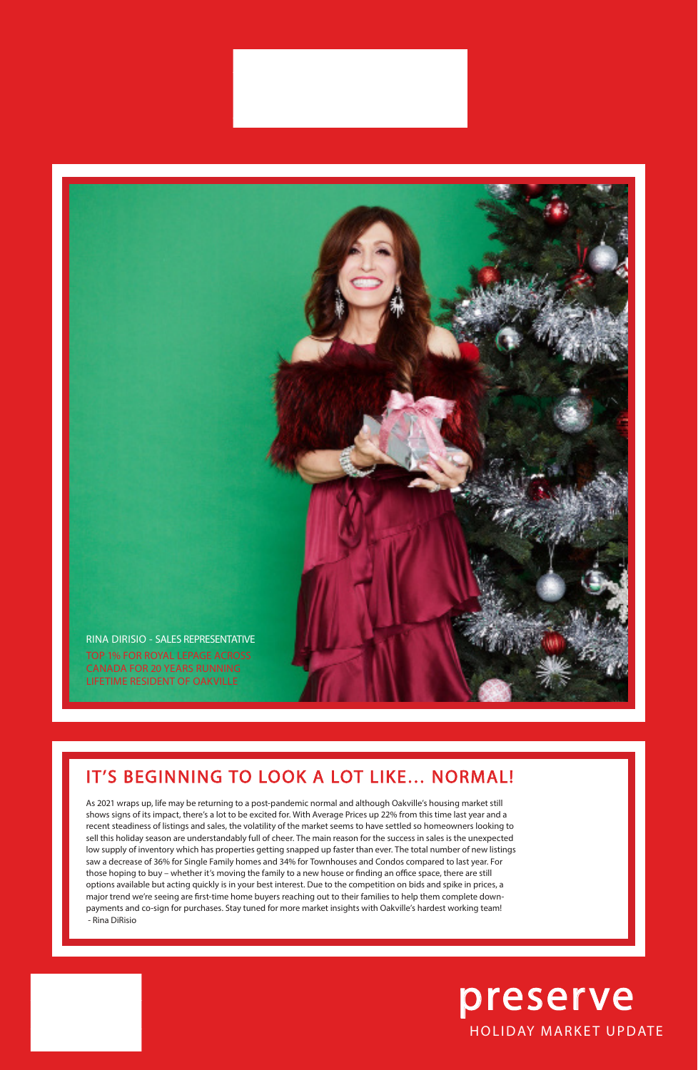RINA DIRISIO - SALES REPRESENTATIVE

TOP 1% FOR ROYAL LEPAGE ACROSS CANADA FOR 20 YEARS RUNNING

LIFETIME RESIDENT OF OAKVILLE

## IT'S BEGINNING TO LOOK A LOT LIKE... NORMAL!

As 2021 wraps up, life may be returning to a post-pandemic normal and although Oakville's housing market still shows signs of its impact, there's a lot to be excited for. With Average Prices up 22% from this time last year and a recent steadiness of listings and sales, the volatility of the market seems to have settled so homeowners looking to sell this holiday season are understandably full of cheer. The main reason for the success in sales is the unexpected low supply of inventory which has properties getting snapped up faster than ever. The total number of new listings saw a decrease of 36% for Single Family homes and 34% for Townhouses and Condos compared to last year. For those hoping to buy – whether it's moving the family to a new house or finding an office space, there are still options available but acting quickly is in your best interest. Due to the competition on bids and spike in prices, a major trend we're seeing are first-time home buyers reaching out to their families to help them complete down-payments and co-sign for purchases. Stay tuned for more market insights with Oakville's hardest working team!
- Rina DiRisio

# preserve

HOLIDAY MARKET UPDATE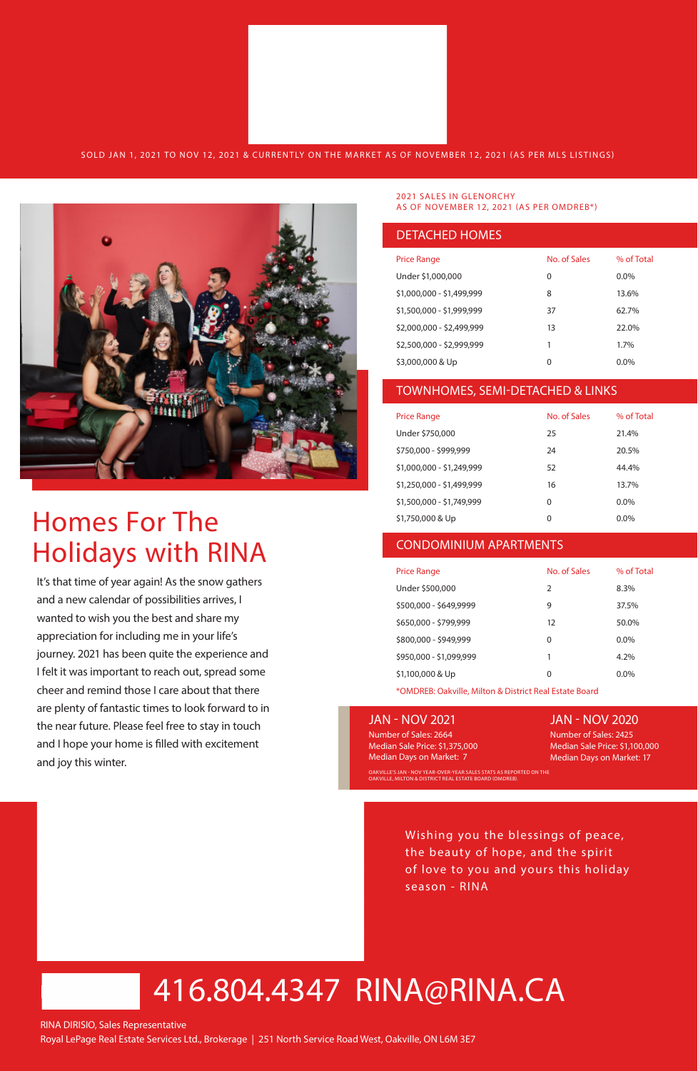SOLD JAN 1, 2021 TO NOV 12, 2021 & CURRENTLY ON THE MARKET AS OF NOVEMBER 12, 2021 (AS PER MLS LISTINGS)

# Homes For The Holidays with RINA

It's that time of year again! As the snow gathers and a new calendar of possibilities arrives, I wanted to wish you the best and share my appreciation for including me in your life's journey. 2021 has been quite the experience and I felt it was important to reach out, spread some cheer and remind those I care about that there are plenty of fantastic times to look forward to in the near future. Please feel free to stay in touch and I hope your home is filled with excitement and joy this winter.

2021 SALES IN GLENORCHY
AS OF NOVEMBER 12, 2021 (AS PER OMDREB*)

## DETACHED HOMES

| Price Range | No. of Sales | % of Total |
|---|---|---|
| Under $1,000,000 | 0 | 0.0% |
| $1,000,000 - $1,499,999 | 8 | 13.6% |
| $1,500,000 - $1,999,999 | 37 | 62.7% |
| $2,000,000 - $2,499,999 | 13 | 22.0% |
| $2,500,000 - $2,999,999 | 1 | 1.7% |
| $3,000,000 & Up | 0 | 0.0% |

## TOWNHOMES, SEMI-DETACHED & LINKS

| Price Range | No. of Sales | % of Total |
|---|---|---|
| Under $750,000 | 25 | 21.4% |
| $750,000 - $999,999 | 24 | 20.5% |
| $1,000,000 - $1,249,999 | 52 | 44.4% |
| $1,250,000 - $1,499,999 | 16 | 13.7% |
| $1,500,000 - $1,749,999 | 0 | 0.0% |
| $1,750,000 & Up | 0 | 0.0% |

## CONDOMINIUM APARTMENTS

| Price Range | No. of Sales | % of Total |
|---|---|---|
| Under $500,000 | 2 | 8.3% |
| $500,000 - $649,9999 | 9 | 37.5% |
| $650,000 - $799,999 | 12 | 50.0% |
| $800,000 - $949,999 | 0 | 0.0% |
| $950,000 - $1,099,999 | 1 | 4.2% |
| $1,100,000 & Up | 0 | 0.0% |

*OMDREB: Oakville, Milton & District Real Estate Board

### JAN - NOV 2021

Number of Sales: 2664
Median Sale Price: $1,375,000
Median Days on Market: 7

### JAN - NOV 2020

Number of Sales: 2425
Median Sale Price: $1,100,000
Median Days on Market: 17

OAKVILLE'S JAN - NOV YEAR-OVER-YEAR SALES STATS AS REPORTED ON THE OAKVILLE, MILTON & DISTRICT REAL ESTATE BOARD (OMDREB).

Wishing you the blessings of peace, the beauty of hope, and the spirit of love to you and yours this holiday season - RINA

416.804.4347 RINA@RINA.CA

RINA DIRISIO, Sales Representative
Royal LePage Real Estate Services Ltd., Brokerage | 251 North Service Road West, Oakville, ON L6M 3E7